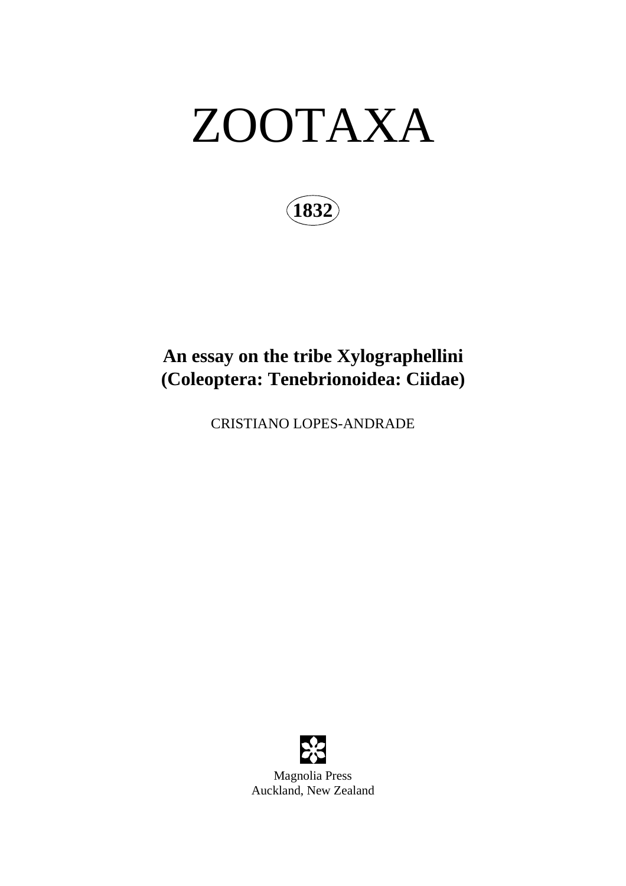# ZOOTAXA

**1832**

## An essay on the tribe Xylographellini (Coleoptera: Tenebrionoidea: Ciidae)

CRISTIANO LOPES-ANDRADE

Magnolia Press
Auckland, New Zealand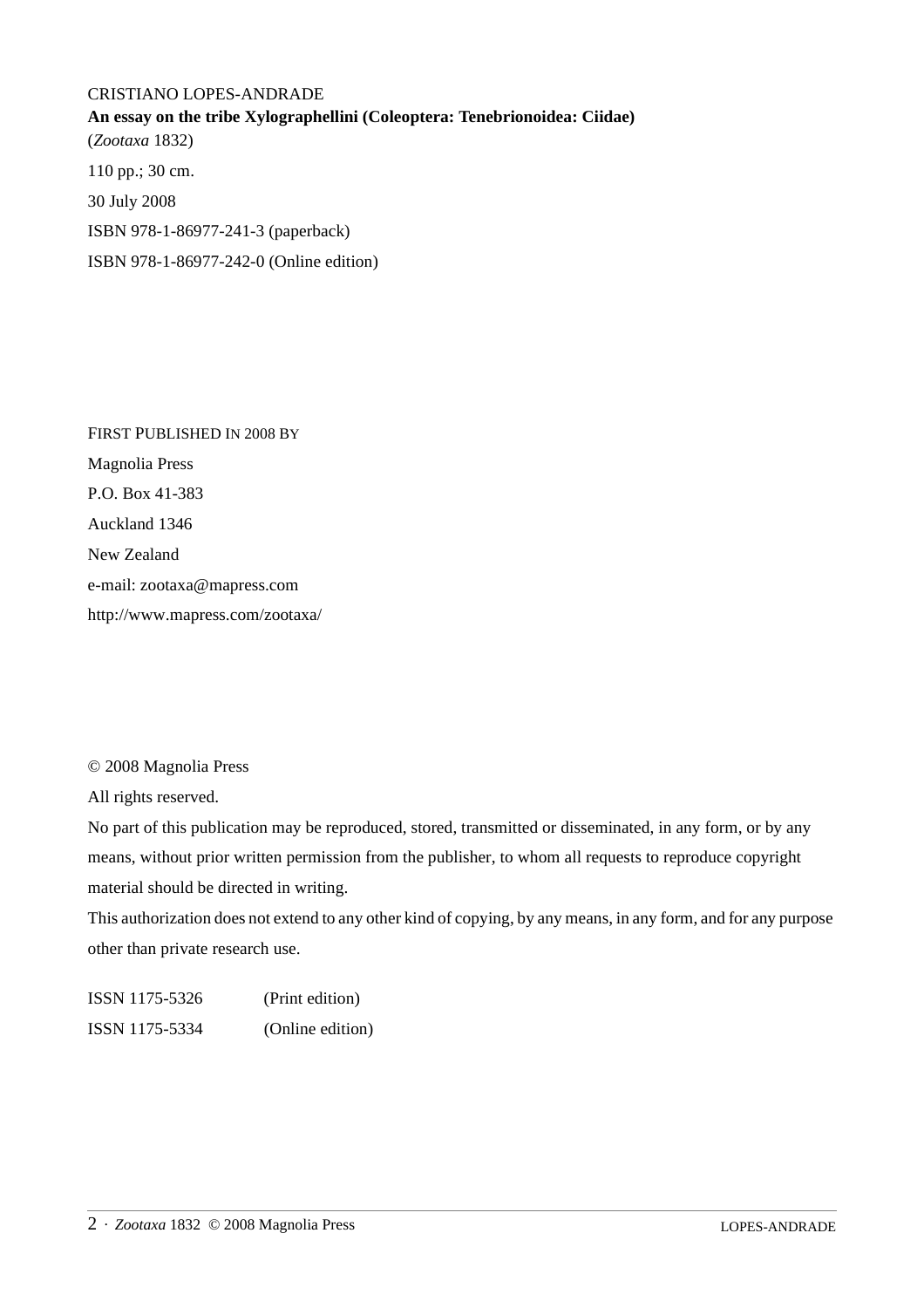CRISTIANO LOPES-ANDRADE

**An essay on the tribe Xylographellini (Coleoptera: Tenebrionoidea: Ciidae)**

(*Zootaxa* 1832)

110 pp.; 30 cm.

30 July 2008

ISBN 978-1-86977-241-3 (paperback)

ISBN 978-1-86977-242-0 (Online edition)

FIRST PUBLISHED IN 2008 BY

Magnolia Press

P.O. Box 41-383

Auckland 1346

New Zealand

e-mail: zootaxa@mapress.com

http://www.mapress.com/zootaxa/

© 2008 Magnolia Press

All rights reserved.

No part of this publication may be reproduced, stored, transmitted or disseminated, in any form, or by any means, without prior written permission from the publisher, to whom all requests to reproduce copyright material should be directed in writing.

This authorization does not extend to any other kind of copying, by any means, in any form, and for any purpose other than private research use.

ISSN 1175-5326 (Print edition)

ISSN 1175-5334 (Online edition)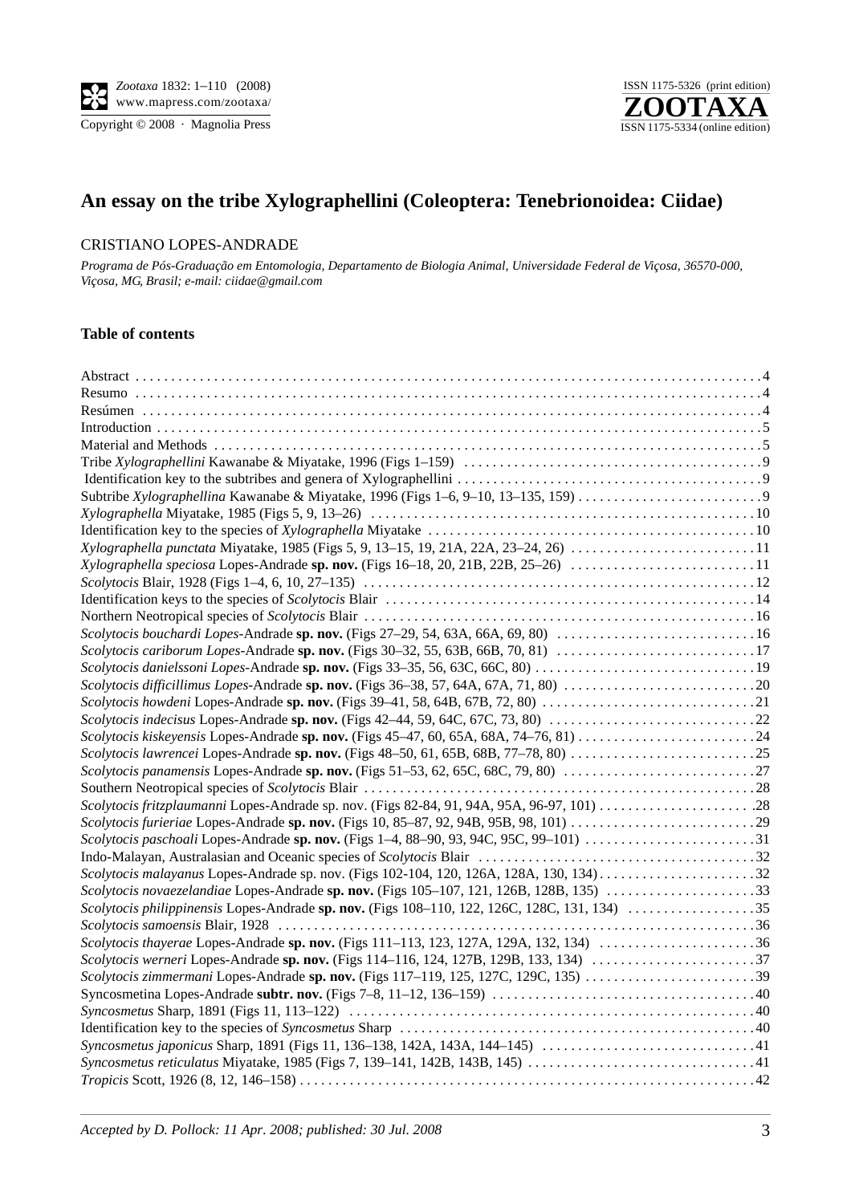# An essay on the tribe Xylographellini (Coleoptera: Tenebrionoidea: Ciidae)

CRISTIANO LOPES-ANDRADE

*Programa de Pós-Graduação em Entomologia, Departamento de Biologia Animal, Universidade Federal de Viçosa, 36570-000, Viçosa, MG, Brasil; e-mail: ciidae@gmail.com*

### Table of contents

Abstract . . . 4
Resumo . . . 4
Resúmen . . . 4
Introduction . . . 5
Material and Methods . . . 5
Tribe *Xylographellini* Kawanabe & Miyatake, 1996 (Figs 1–159) . . . 9
Identification key to the subtribes and genera of Xylographellini . . . 9
Subtribe *Xylographellina* Kawanabe & Miyatake, 1996 (Figs 1–6, 9–10, 13–135, 159) . . . 9
*Xylographella* Miyatake, 1985 (Figs 5, 9, 13–26) . . . 10
Identification key to the species of *Xylographella* Miyatake . . . 10
*Xylographella punctata* Miyatake, 1985 (Figs 5, 9, 13–15, 19, 21A, 22A, 23–24, 26) . . . 11
*Xylographella speciosa* Lopes-Andrade **sp. nov.** (Figs 16–18, 20, 21B, 22B, 25–26) . . . 11
*Scolytocis* Blair, 1928 (Figs 1–4, 6, 10, 27–135) . . . 12
Identification keys to the species of *Scolytocis* Blair . . . 14
Northern Neotropical species of *Scolytocis* Blair . . . 16
*Scolytocis bouchardi Lopes*-Andrade **sp. nov.** (Figs 27–29, 54, 63A, 66A, 69, 80) . . . 16
*Scolytocis cariborum Lopes*-Andrade **sp. nov.** (Figs 30–32, 55, 63B, 66B, 70, 81) . . . 17
*Scolytocis danielssoni Lopes*-Andrade **sp. nov.** (Figs 33–35, 56, 63C, 66C, 80) . . . 19
*Scolytocis difficillimus Lopes*-Andrade **sp. nov.** (Figs 36–38, 57, 64A, 67A, 71, 80) . . . 20
*Scolytocis howdeni* Lopes-Andrade **sp. nov.** (Figs 39–41, 58, 64B, 67B, 72, 80) . . . 21
*Scolytocis indecisus* Lopes-Andrade **sp. nov.** (Figs 42–44, 59, 64C, 67C, 73, 80) . . . 22
*Scolytocis kiskeyensis* Lopes-Andrade **sp. nov.** (Figs 45–47, 60, 65A, 68A, 74–76, 81) . . . 24
*Scolytocis lawrencei* Lopes-Andrade **sp. nov.** (Figs 48–50, 61, 65B, 68B, 77–78, 80) . . . 25
*Scolytocis panamensis* Lopes-Andrade **sp. nov.** (Figs 51–53, 62, 65C, 68C, 79, 80) . . . 27
Southern Neotropical species of *Scolytocis* Blair . . . 28
*Scolytocis fritzplaumanni* Lopes-Andrade sp. nov. (Figs 82-84, 91, 94A, 95A, 96-97, 101) . . . 28
*Scolytocis furieriae* Lopes-Andrade **sp. nov.** (Figs 10, 85–87, 92, 94B, 95B, 98, 101) . . . 29
*Scolytocis paschoali* Lopes-Andrade **sp. nov.** (Figs 1–4, 88–90, 93, 94C, 95C, 99–101) . . . 31
Indo-Malayan, Australasian and Oceanic species of *Scolytocis* Blair . . . 32
*Scolytocis malayanus* Lopes-Andrade sp. nov. (Figs 102-104, 120, 126A, 128A, 130, 134) . . . 32
*Scolytocis novaezelandiae* Lopes-Andrade **sp. nov.** (Figs 105–107, 121, 126B, 128B, 135) . . . 33
*Scolytocis philippinensis* Lopes-Andrade **sp. nov.** (Figs 108–110, 122, 126C, 128C, 131, 134) . . . 35
*Scolytocis samoensis* Blair, 1928 . . . 36
*Scolytocis thayerae* Lopes-Andrade **sp. nov.** (Figs 111–113, 123, 127A, 129A, 132, 134) . . . 36
*Scolytocis werneri* Lopes-Andrade **sp. nov.** (Figs 114–116, 124, 127B, 129B, 133, 134) . . . 37
*Scolytocis zimmermani* Lopes-Andrade **sp. nov.** (Figs 117–119, 125, 127C, 129C, 135) . . . 39
Syncosmetina Lopes-Andrade **subtr. nov.** (Figs 7–8, 11–12, 136–159) . . . 40
*Syncosmetus* Sharp, 1891 (Figs 11, 113–122) . . . 40
Identification key to the species of *Syncosmetus* Sharp . . . 40
*Syncosmetus japonicus* Sharp, 1891 (Figs 11, 136–138, 142A, 143A, 144–145) . . . 41
*Syncosmetus reticulatus* Miyatake, 1985 (Figs 7, 139–141, 142B, 143B, 145) . . . 41
*Tropicis* Scott, 1926 (8, 12, 146–158) . . . 42

Accepted by D. Pollock: 11 Apr. 2008; published: 30 Jul. 2008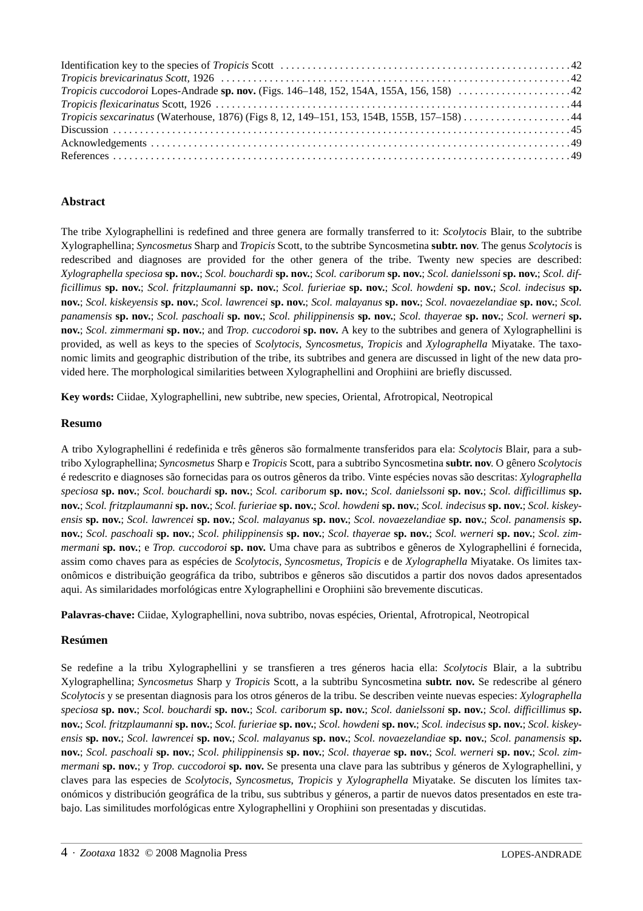Identification key to the species of *Tropicis* Scott . . . . . . . . . . . . . . . . . . . . . . . . . . . . . . . . . . . . . . . . . . . . . . . . . . . . . . 42
*Tropicis brevicarinatus Scott*, 1926 . . . . . . . . . . . . . . . . . . . . . . . . . . . . . . . . . . . . . . . . . . . . . . . . . . . . . . . . . . . . . . . . . 42
*Tropicis cuccodoroi* Lopes-Andrade **sp. nov.** (Figs. 146–148, 152, 154A, 155A, 156, 158) . . . . . . . . . . . . . . . . . . . . . 42
*Tropicis flexicarinatus* Scott, 1926 . . . . . . . . . . . . . . . . . . . . . . . . . . . . . . . . . . . . . . . . . . . . . . . . . . . . . . . . . . . . . . . . . 44
*Tropicis sexcarinatus* (Waterhouse, 1876) (Figs 8, 12, 149–151, 153, 154B, 155B, 157–158) . . . . . . . . . . . . . . . . . . . . 44
Discussion . . . . . . . . . . . . . . . . . . . . . . . . . . . . . . . . . . . . . . . . . . . . . . . . . . . . . . . . . . . . . . . . . . . . . . . . . . . . . . . . . . . 45
Acknowledgements . . . . . . . . . . . . . . . . . . . . . . . . . . . . . . . . . . . . . . . . . . . . . . . . . . . . . . . . . . . . . . . . . . . . . . . . . . . . . 49
References . . . . . . . . . . . . . . . . . . . . . . . . . . . . . . . . . . . . . . . . . . . . . . . . . . . . . . . . . . . . . . . . . . . . . . . . . . . . . . . . . . 49

## Abstract

The tribe Xylographellini is redefined and three genera are formally transferred to it: *Scolytocis* Blair, to the subtribe Xylographellina; *Syncosmetus* Sharp and *Tropicis* Scott, to the subtribe Syncosmetina **subtr. nov**. The genus *Scolytocis* is redescribed and diagnoses are provided for the other genera of the tribe. Twenty new species are described: *Xylographella speciosa* **sp. nov.**; *Scol. bouchardi* **sp. nov.**; *Scol. cariborum* **sp. nov.**; *Scol. danielssoni* **sp. nov.**; *Scol. difficillimus* **sp. nov.**; *Scol. fritzplaumanni* **sp. nov.**; *Scol. furieriae* **sp. nov.**; *Scol. howdeni* **sp. nov.**; *Scol. indecisus* **sp. nov.**; *Scol. kiskeyensis* **sp. nov.**; *Scol. lawrencei* **sp. nov.**; *Scol. malayanus* **sp. nov.**; *Scol. novaezelandiae* **sp. nov.**; *Scol. panamensis* **sp. nov.**; *Scol. paschoali* **sp. nov.**; *Scol. philippinensis* **sp. nov.**; *Scol. thayerae* **sp. nov.**; *Scol. werneri* **sp. nov.**; *Scol. zimmermani* **sp. nov.**; and *Trop. cuccodoroi* **sp. nov.** A key to the subtribes and genera of Xylographellini is provided, as well as keys to the species of *Scolytocis*, *Syncosmetus*, *Tropicis* and *Xylographella* Miyatake. The taxonomic limits and geographic distribution of the tribe, its subtribes and genera are discussed in light of the new data provided here. The morphological similarities between Xylographellini and Orophiini are briefly discussed.

**Key words:** Ciidae, Xylographellini, new subtribe, new species, Oriental, Afrotropical, Neotropical

## Resumo

A tribo Xylographellini é redefinida e três gêneros são formalmente transferidos para ela: *Scolytocis* Blair, para a subtribo Xylographellina; *Syncosmetus* Sharp e *Tropicis* Scott, para a subtribo Syncosmetina **subtr. nov**. O gênero *Scolytocis* é redescrito e diagnoses são fornecidas para os outros gêneros da tribo. Vinte espécies novas são descritas: *Xylographella speciosa* **sp. nov.**; *Scol. bouchardi* **sp. nov.**; *Scol. cariborum* **sp. nov.**; *Scol. danielssoni* **sp. nov.**; *Scol. difficillimus* **sp. nov.**; *Scol. fritzplaumanni* **sp. nov.**; *Scol. furieriae* **sp. nov.**; *Scol. howdeni* **sp. nov.**; *Scol. indecisus* **sp. nov.**; *Scol. kiskeyensis* **sp. nov.**; *Scol. lawrencei* **sp. nov.**; *Scol. malayanus* **sp. nov.**; *Scol. novaezelandiae* **sp. nov.**; *Scol. panamensis* **sp. nov.**; *Scol. paschoali* **sp. nov.**; *Scol. philippinensis* **sp. nov.**; *Scol. thayerae* **sp. nov.**; *Scol. werneri* **sp. nov.**; *Scol. zimmermani* **sp. nov.**; e *Trop. cuccodoroi* **sp. nov.** Uma chave para as subtribos e gêneros de Xylographellini é fornecida, assim como chaves para as espécies de *Scolytocis*, *Syncosmetus*, *Tropicis* e de *Xylographella* Miyatake. Os limites taxonômicos e distribuição geográfica da tribo, subtribos e gêneros são discutidos a partir dos novos dados apresentados aqui. As similaridades morfológicas entre Xylographellini e Orophiini são brevemente discuticas.

**Palavras-chave:** Ciidae, Xylographellini, nova subtribo, novas espécies, Oriental, Afrotropical, Neotropical

## Resúmen

Se redefine a la tribu Xylographellini y se transfieren a tres géneros hacia ella: *Scolytocis* Blair, a la subtribu Xylographellina; *Syncosmetus* Sharp y *Tropicis* Scott, a la subtribu Syncosmetina **subtr. nov.** Se redescribe al género *Scolytocis* y se presentan diagnosis para los otros géneros de la tribu. Se describen veinte nuevas especies: *Xylographella speciosa* **sp. nov.**; *Scol. bouchardi* **sp. nov.**; *Scol. cariborum* **sp. nov.**; *Scol. danielssoni* **sp. nov.**; *Scol. difficillimus* **sp. nov.**; *Scol. fritzplaumanni* **sp. nov.**; *Scol. furieriae* **sp. nov.**; *Scol. howdeni* **sp. nov.**; *Scol. indecisus* **sp. nov.**; *Scol. kiskeyensis* **sp. nov.**; *Scol. lawrencei* **sp. nov.**; *Scol. malayanus* **sp. nov.**; *Scol. novaezelandiae* **sp. nov.**; *Scol. panamensis* **sp. nov.**; *Scol. paschoali* **sp. nov.**; *Scol. philippinensis* **sp. nov.**; *Scol. thayerae* **sp. nov.**; *Scol. werneri* **sp. nov.**; *Scol. zimmermani* **sp. nov.**; y *Trop. cuccodoroi* **sp. nov.** Se presenta una clave para las subtribus y géneros de Xylographellini, y claves para las especies de *Scolytocis*, *Syncosmetus*, *Tropicis* y *Xylographella* Miyatake. Se discuten los límites taxonómicos y distribución geográfica de la tribu, sus subtribus y géneros, a partir de nuevos datos presentados en este trabajo. Las similitudes morfológicas entre Xylographellini y Orophiini son presentadas y discutidas.